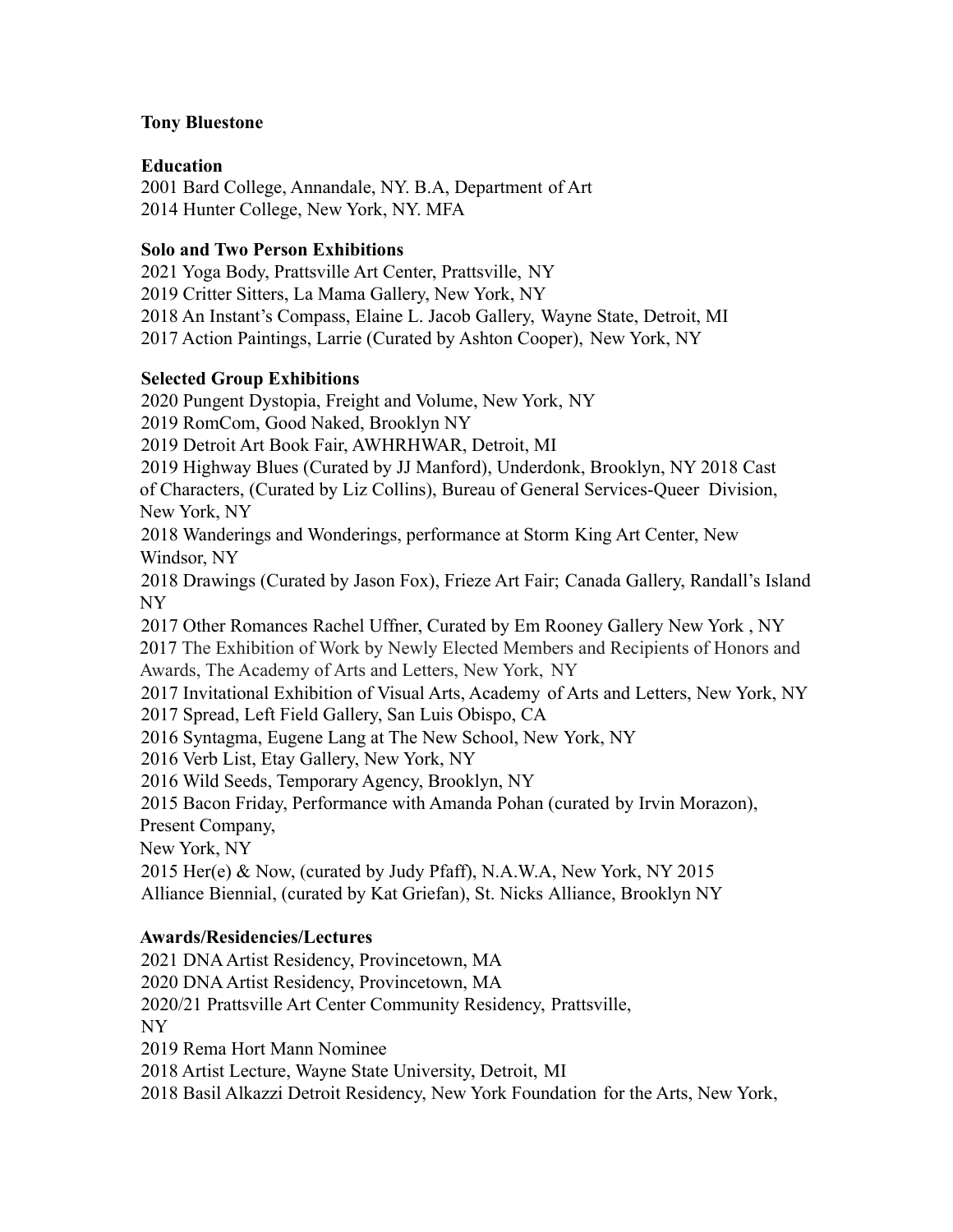**Tony Bluestone**

**Education**

2001 Bard College, Annandale, NY. B.A, Department of Art
2014 Hunter College, New York, NY. MFA

**Solo and Two Person Exhibitions**

2021 Yoga Body, Prattsville Art Center, Prattsville, NY
2019 Critter Sitters, La Mama Gallery, New York, NY
2018 An Instant's Compass, Elaine L. Jacob Gallery, Wayne State, Detroit, MI
2017 Action Paintings, Larrie (Curated by Ashton Cooper), New York, NY

**Selected Group Exhibitions**

2020 Pungent Dystopia, Freight and Volume, New York, NY
2019 RomCom, Good Naked, Brooklyn NY
2019 Detroit Art Book Fair, AWHRHWAR, Detroit, MI
2019 Highway Blues (Curated by JJ Manford), Underdonk, Brooklyn, NY
2018 Cast of Characters, (Curated by Liz Collins), Bureau of General Services-Queer Division, New York, NY
2018 Wanderings and Wonderings, performance at Storm King Art Center, New Windsor, NY
2018 Drawings (Curated by Jason Fox), Frieze Art Fair; Canada Gallery, Randall's Island NY
2017 Other Romances Rachel Uffner, Curated by Em Rooney Gallery New York , NY
2017 The Exhibition of Work by Newly Elected Members and Recipients of Honors and Awards, The Academy of Arts and Letters, New York, NY
2017 Invitational Exhibition of Visual Arts, Academy of Arts and Letters, New York, NY
2017 Spread, Left Field Gallery, San Luis Obispo, CA
2016 Syntagma, Eugene Lang at The New School, New York, NY
2016 Verb List, Etay Gallery, New York, NY
2016 Wild Seeds, Temporary Agency, Brooklyn, NY
2015 Bacon Friday, Performance with Amanda Pohan (curated by Irvin Morazon), Present Company, New York, NY
2015 Her(e) & Now, (curated by Judy Pfaff), N.A.W.A, New York, NY
2015 Alliance Biennial, (curated by Kat Griefan), St. Nicks Alliance, Brooklyn NY

**Awards/Residencies/Lectures**

2021 DNA Artist Residency, Provincetown, MA
2020 DNA Artist Residency, Provincetown, MA
2020/21 Prattsville Art Center Community Residency, Prattsville, NY
2019 Rema Hort Mann Nominee
2018 Artist Lecture, Wayne State University, Detroit, MI
2018 Basil Alkazzi Detroit Residency, New York Foundation for the Arts, New York,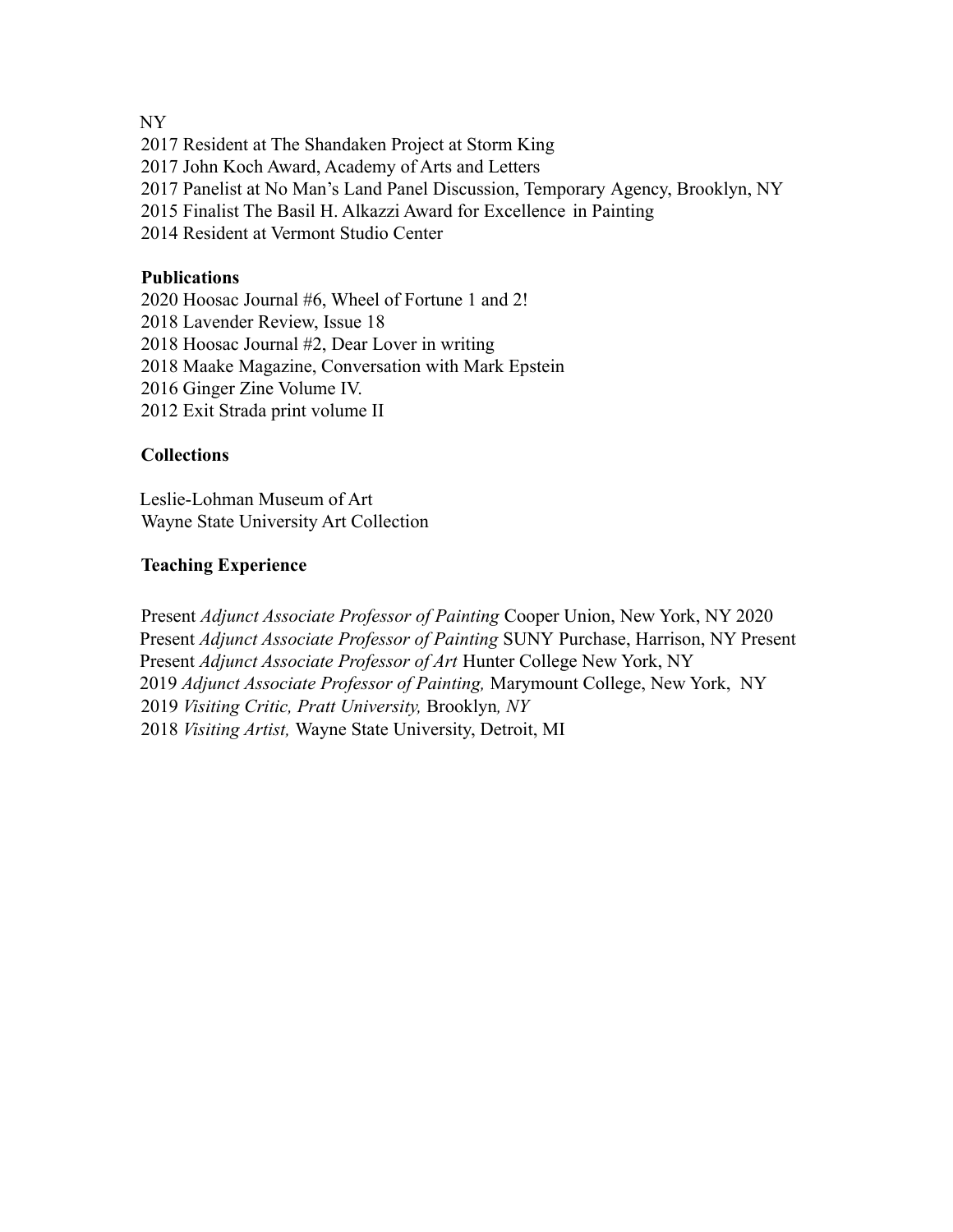NY
2017 Resident at The Shandaken Project at Storm King
2017 John Koch Award, Academy of Arts and Letters
2017 Panelist at No Man's Land Panel Discussion, Temporary Agency, Brooklyn, NY
2015 Finalist The Basil H. Alkazzi Award for Excellence in Painting
2014 Resident at Vermont Studio Center

**Publications**

2020 Hoosac Journal #6, Wheel of Fortune 1 and 2!
2018 Lavender Review, Issue 18
2018 Hoosac Journal #2, Dear Lover in writing
2018 Maake Magazine, Conversation with Mark Epstein
2016 Ginger Zine Volume IV.
2012 Exit Strada print volume II

**Collections**

Leslie-Lohman Museum of Art
Wayne State University Art Collection

**Teaching Experience**

Present *Adjunct Associate Professor of Painting* Cooper Union, New York, NY 2020
Present *Adjunct Associate Professor of Painting* SUNY Purchase, Harrison, NY Present
Present *Adjunct Associate Professor of Art* Hunter College New York, NY
2019 *Adjunct Associate Professor of Painting,* Marymount College, New York, NY
2019 *Visiting Critic, Pratt University,* Brooklyn*, NY*
2018 *Visiting Artist,* Wayne State University, Detroit, MI